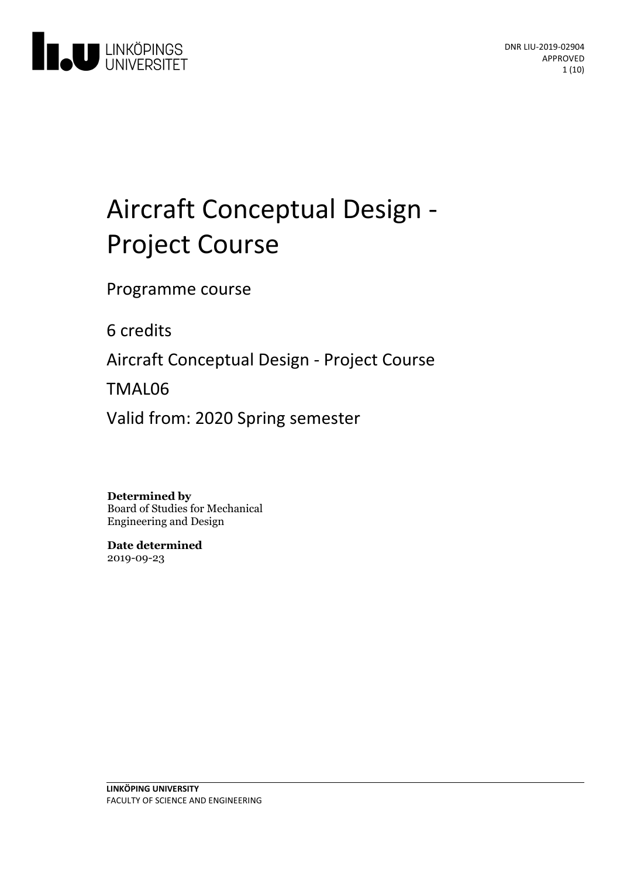LINKÖPINGS UNIVERSITET

DNR LIU-2019-02904
APPROVED

# Aircraft Conceptual Design - Project Course

Programme course

6 credits

Aircraft Conceptual Design - Project Course

TMAL06

Valid from: 2020 Spring semester

**Determined by**
Board of Studies for Mechanical Engineering and Design

**Date determined**
2019-09-23

**LINKÖPING UNIVERSITY**
FACULTY OF SCIENCE AND ENGINEERING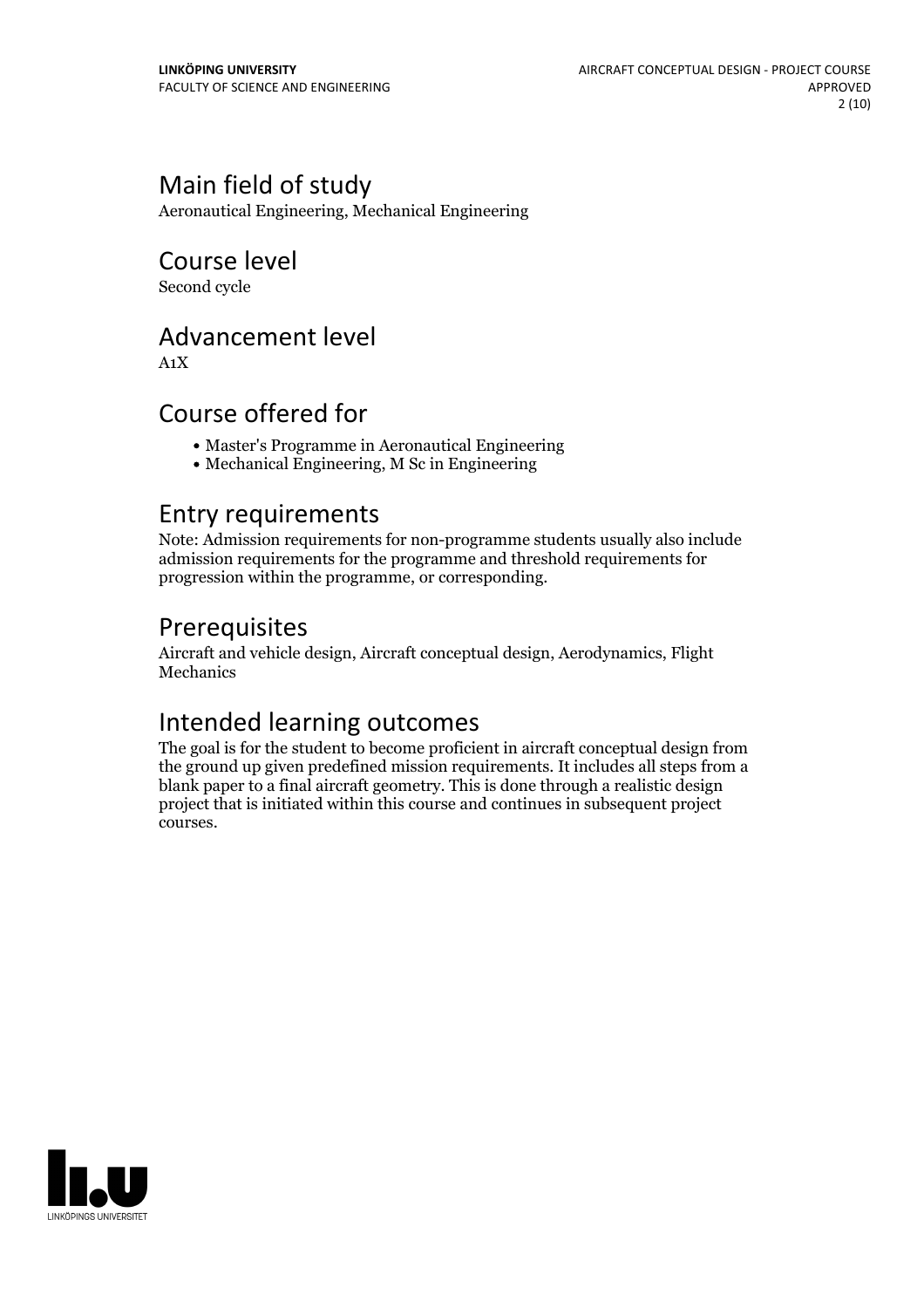## Main field of study

Aeronautical Engineering, Mechanical Engineering

## Course level

Second cycle

## Advancement level

A1X

## Course offered for

- Master's Programme in Aeronautical Engineering
- Mechanical Engineering, M Sc in Engineering

## Entry requirements

Note: Admission requirements for non-programme students usually also include admission requirements for the programme and threshold requirements for progression within the programme, or corresponding.

## Prerequisites

Aircraft and vehicle design, Aircraft conceptual design, Aerodynamics, Flight Mechanics

## Intended learning outcomes

The goal is for the student to become proficient in aircraft conceptual design from the ground up given predefined mission requirements. It includes all steps from a blank paper to a final aircraft geometry. This is done through a realistic design project that is initiated within this course and continues in subsequent project courses.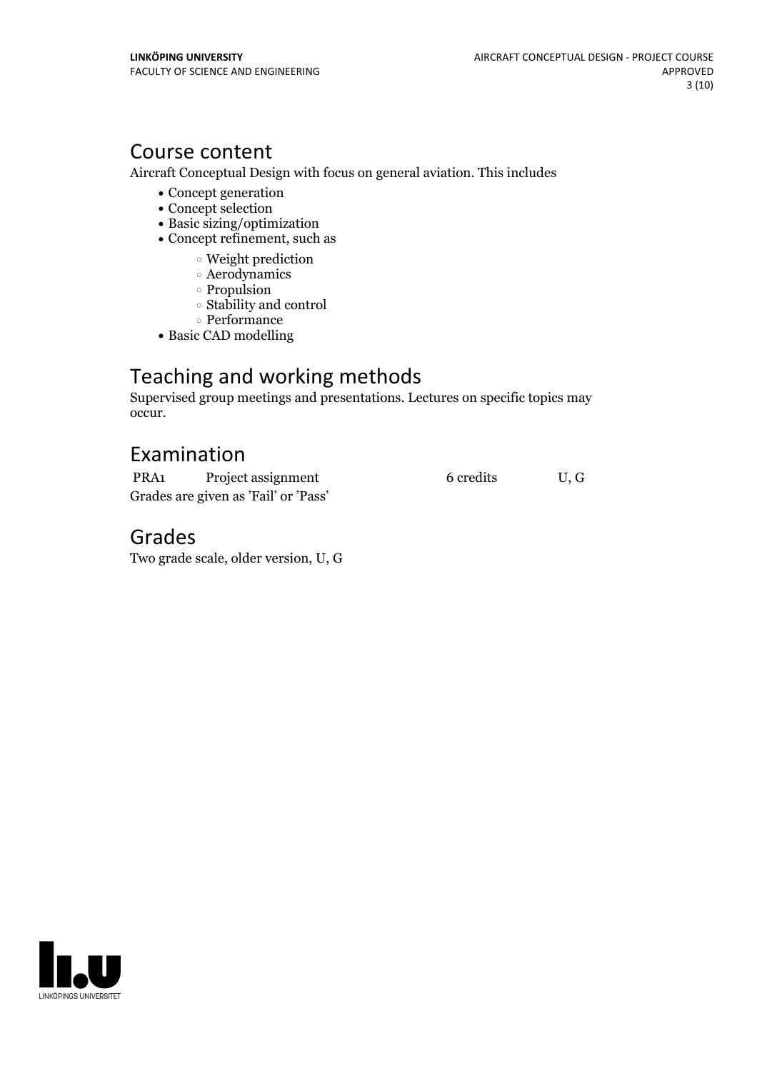## Course content

Aircraft Conceptual Design with focus on general aviation. This includes

- Concept generation
- Concept selection
- Basic sizing/optimization
- Concept refinement, such as
    - Weight prediction
    - Aerodynamics
    - Propulsion
    - Stability and control
    - Performance
- Basic CAD modelling

## Teaching and working methods

Supervised group meetings and presentations. Lectures on specific topics may occur.

## Examination

| | | | |
|---|---|---|---|
| PRA1 | Project assignment | 6 credits | U, G |

Grades are given as 'Fail' or 'Pass'

## Grades

Two grade scale, older version, U, G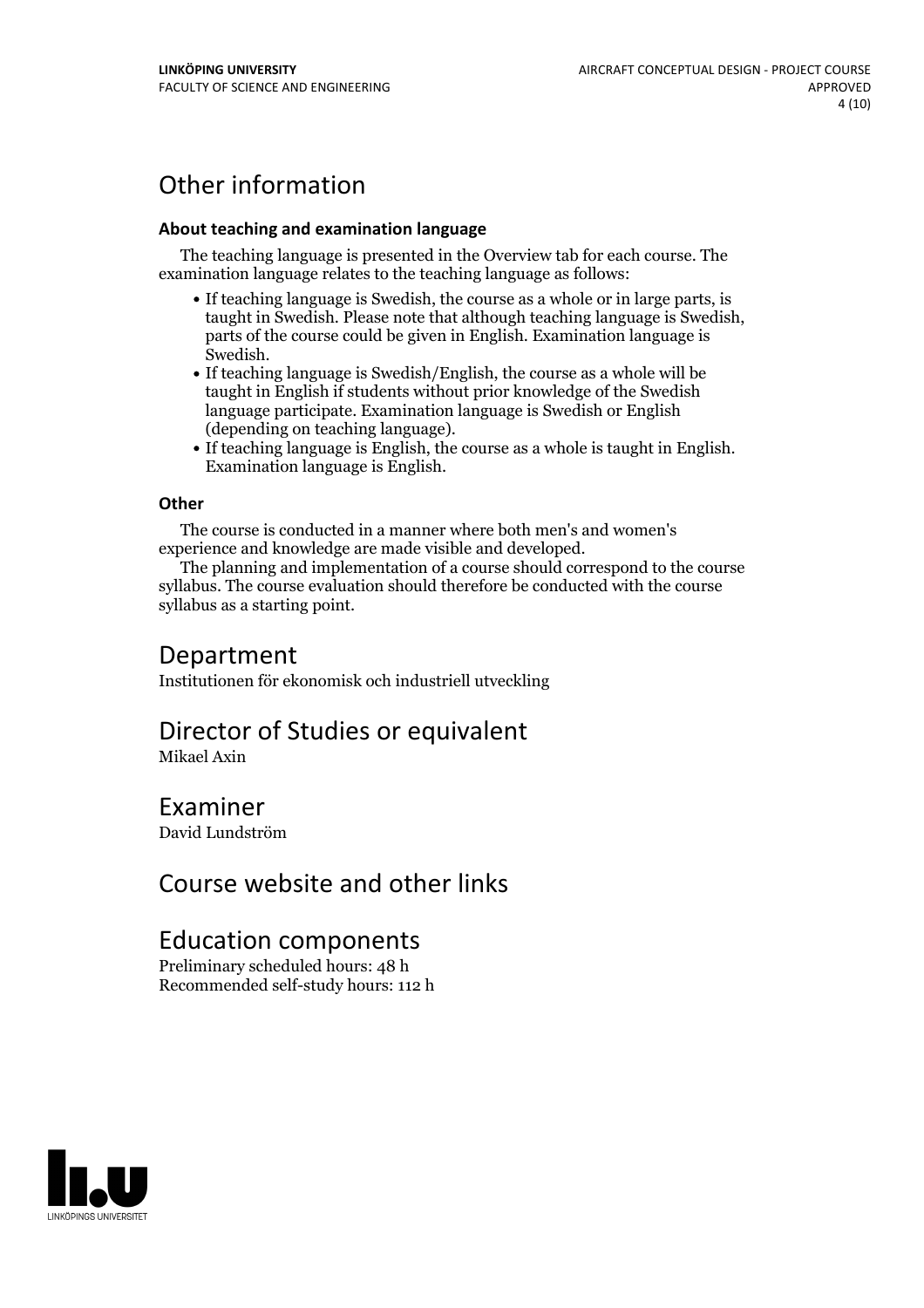# Other information

### About teaching and examination language

The teaching language is presented in the Overview tab for each course. The examination language relates to the teaching language as follows:

- If teaching language is Swedish, the course as a whole or in large parts, is taught in Swedish. Please note that although teaching language is Swedish, parts of the course could be given in English. Examination language is Swedish.
- If teaching language is Swedish/English, the course as a whole will be taught in English if students without prior knowledge of the Swedish language participate. Examination language is Swedish or English (depending on teaching language).
- If teaching language is English, the course as a whole is taught in English. Examination language is English.

### Other

The course is conducted in a manner where both men's and women's experience and knowledge are made visible and developed.

The planning and implementation of a course should correspond to the course syllabus. The course evaluation should therefore be conducted with the course syllabus as a starting point.

# Department

Institutionen för ekonomisk och industriell utveckling

# Director of Studies or equivalent

Mikael Axin

# Examiner

David Lundström

# Course website and other links

# Education components

Preliminary scheduled hours: 48 h
Recommended self-study hours: 112 h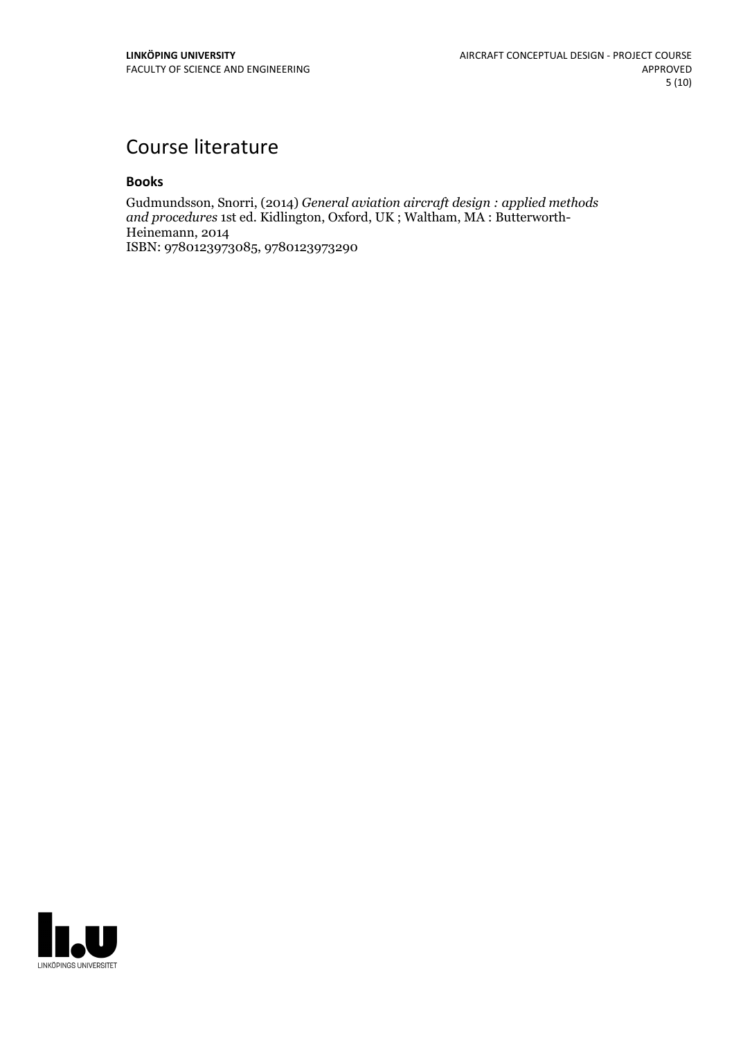# Course literature

### Books

Gudmundsson, Snorri, (2014) *General aviation aircraft design : applied methods and procedures* 1st ed. Kidlington, Oxford, UK ; Waltham, MA : Butterworth-Heinemann, 2014
ISBN: 9780123973085, 9780123973290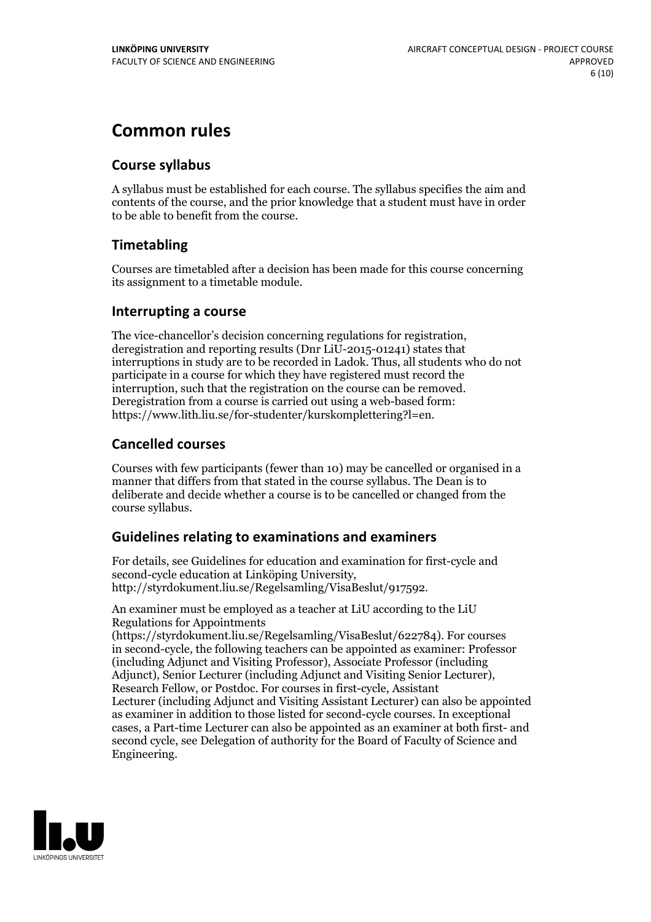# Common rules

## Course syllabus

A syllabus must be established for each course. The syllabus specifies the aim and contents of the course, and the prior knowledge that a student must have in order to be able to benefit from the course.

## Timetabling

Courses are timetabled after a decision has been made for this course concerning its assignment to a timetable module.

## Interrupting a course

The vice-chancellor's decision concerning regulations for registration, deregistration and reporting results (Dnr LiU-2015-01241) states that interruptions in study are to be recorded in Ladok. Thus, all students who do not participate in a course for which they have registered must record the interruption, such that the registration on the course can be removed. Deregistration from a course is carried out using a web-based form: https://www.lith.liu.se/for-studenter/kurskomplettering?l=en.

## Cancelled courses

Courses with few participants (fewer than 10) may be cancelled or organised in a manner that differs from that stated in the course syllabus. The Dean is to deliberate and decide whether a course is to be cancelled or changed from the course syllabus.

## Guidelines relating to examinations and examiners

For details, see Guidelines for education and examination for first-cycle and second-cycle education at Linköping University, http://styrdokument.liu.se/Regelsamling/VisaBeslut/917592.

An examiner must be employed as a teacher at LiU according to the LiU Regulations for Appointments (https://styrdokument.liu.se/Regelsamling/VisaBeslut/622784). For courses in second-cycle, the following teachers can be appointed as examiner: Professor (including Adjunct and Visiting Professor), Associate Professor (including Adjunct), Senior Lecturer (including Adjunct and Visiting Senior Lecturer), Research Fellow, or Postdoc. For courses in first-cycle, Assistant Lecturer (including Adjunct and Visiting Assistant Lecturer) can also be appointed as examiner in addition to those listed for second-cycle courses. In exceptional cases, a Part-time Lecturer can also be appointed as an examiner at both first- and second cycle, see Delegation of authority for the Board of Faculty of Science and Engineering.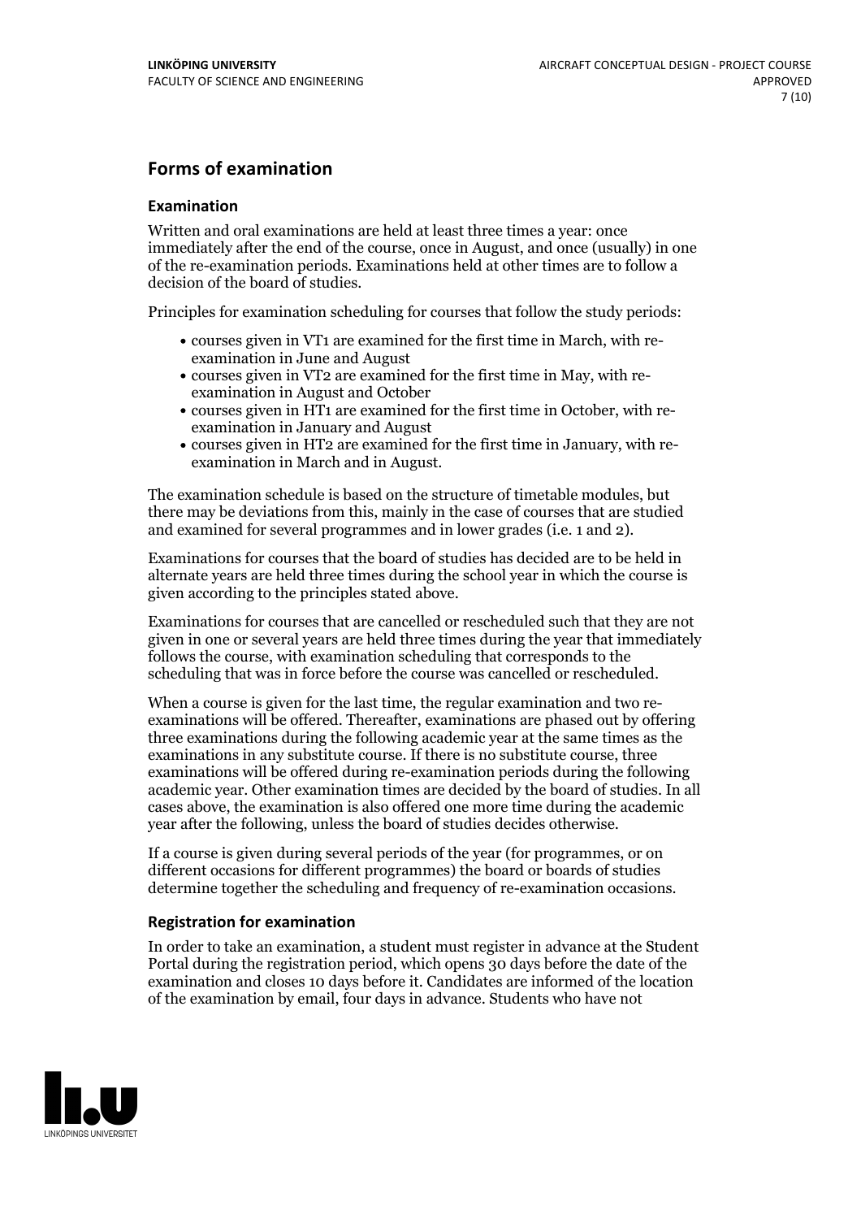## Forms of examination

### Examination

Written and oral examinations are held at least three times a year: once immediately after the end of the course, once in August, and once (usually) in one of the re-examination periods. Examinations held at other times are to follow a decision of the board of studies.

Principles for examination scheduling for courses that follow the study periods:

- courses given in VT1 are examined for the first time in March, with re-examination in June and August
- courses given in VT2 are examined for the first time in May, with re-examination in August and October
- courses given in HT1 are examined for the first time in October, with re-examination in January and August
- courses given in HT2 are examined for the first time in January, with re-examination in March and in August.

The examination schedule is based on the structure of timetable modules, but there may be deviations from this, mainly in the case of courses that are studied and examined for several programmes and in lower grades (i.e. 1 and 2).

Examinations for courses that the board of studies has decided are to be held in alternate years are held three times during the school year in which the course is given according to the principles stated above.

Examinations for courses that are cancelled or rescheduled such that they are not given in one or several years are held three times during the year that immediately follows the course, with examination scheduling that corresponds to the scheduling that was in force before the course was cancelled or rescheduled.

When a course is given for the last time, the regular examination and two re-examinations will be offered. Thereafter, examinations are phased out by offering three examinations during the following academic year at the same times as the examinations in any substitute course. If there is no substitute course, three examinations will be offered during re-examination periods during the following academic year. Other examination times are decided by the board of studies. In all cases above, the examination is also offered one more time during the academic year after the following, unless the board of studies decides otherwise.

If a course is given during several periods of the year (for programmes, or on different occasions for different programmes) the board or boards of studies determine together the scheduling and frequency of re-examination occasions.

### Registration for examination

In order to take an examination, a student must register in advance at the Student Portal during the registration period, which opens 30 days before the date of the examination and closes 10 days before it. Candidates are informed of the location of the examination by email, four days in advance. Students who have not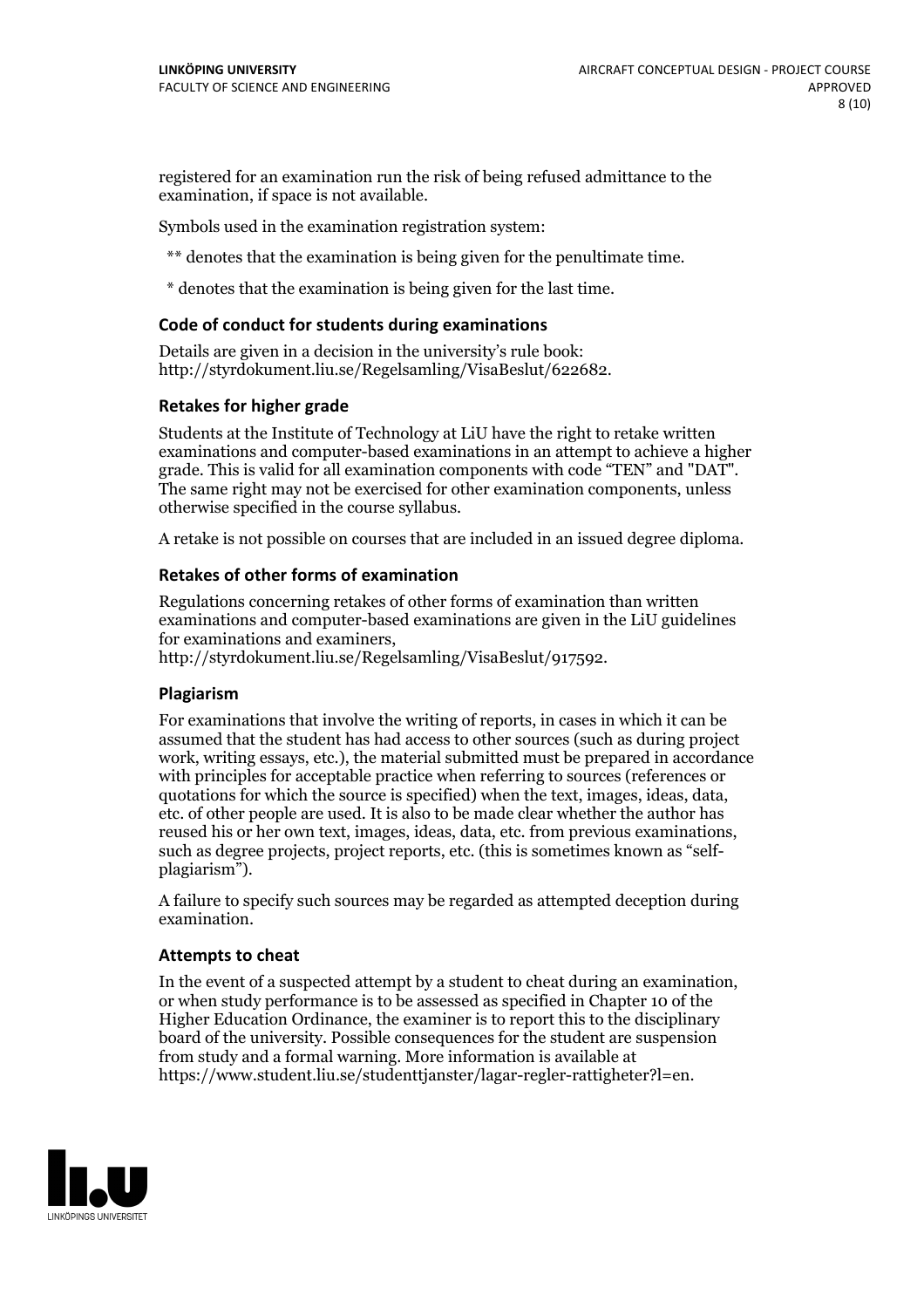registered for an examination run the risk of being refused admittance to the examination, if space is not available.

Symbols used in the examination registration system:

** denotes that the examination is being given for the penultimate time.

* denotes that the examination is being given for the last time.

### Code of conduct for students during examinations

Details are given in a decision in the university's rule book: http://styrdokument.liu.se/Regelsamling/VisaBeslut/622682.

### Retakes for higher grade

Students at the Institute of Technology at LiU have the right to retake written examinations and computer-based examinations in an attempt to achieve a higher grade. This is valid for all examination components with code "TEN" and "DAT". The same right may not be exercised for other examination components, unless otherwise specified in the course syllabus.

A retake is not possible on courses that are included in an issued degree diploma.

### Retakes of other forms of examination

Regulations concerning retakes of other forms of examination than written examinations and computer-based examinations are given in the LiU guidelines for examinations and examiners, http://styrdokument.liu.se/Regelsamling/VisaBeslut/917592.

### Plagiarism

For examinations that involve the writing of reports, in cases in which it can be assumed that the student has had access to other sources (such as during project work, writing essays, etc.), the material submitted must be prepared in accordance with principles for acceptable practice when referring to sources (references or quotations for which the source is specified) when the text, images, ideas, data, etc. of other people are used. It is also to be made clear whether the author has reused his or her own text, images, ideas, data, etc. from previous examinations, such as degree projects, project reports, etc. (this is sometimes known as "self-plagiarism").

A failure to specify such sources may be regarded as attempted deception during examination.

### Attempts to cheat

In the event of a suspected attempt by a student to cheat during an examination, or when study performance is to be assessed as specified in Chapter 10 of the Higher Education Ordinance, the examiner is to report this to the disciplinary board of the university. Possible consequences for the student are suspension from study and a formal warning. More information is available at https://www.student.liu.se/studenttjanster/lagar-regler-rattigheter?l=en.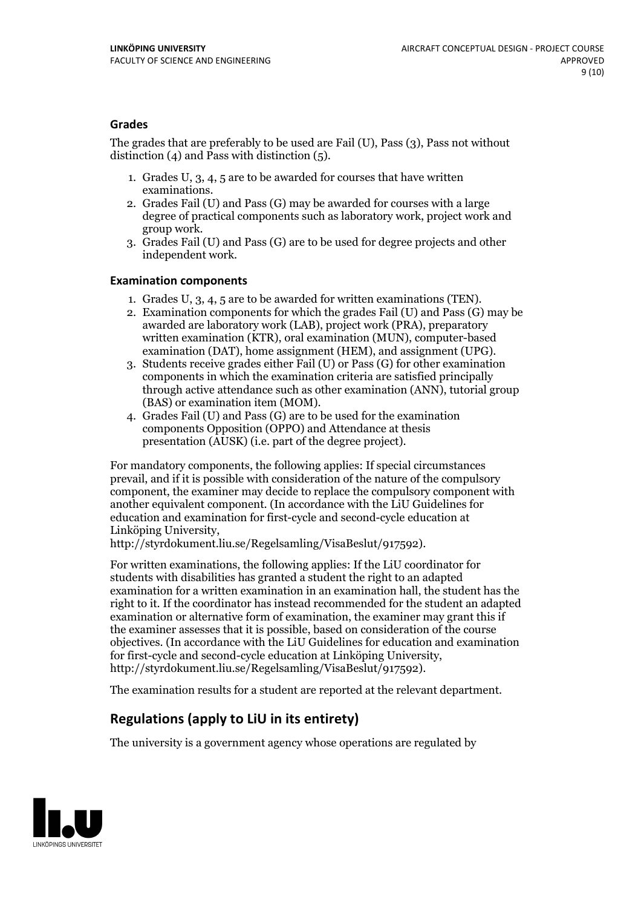### Grades

The grades that are preferably to be used are Fail (U), Pass (3), Pass not without distinction (4) and Pass with distinction (5).

1. Grades U, 3, 4, 5 are to be awarded for courses that have written examinations.
2. Grades Fail (U) and Pass (G) may be awarded for courses with a large degree of practical components such as laboratory work, project work and group work.
3. Grades Fail (U) and Pass (G) are to be used for degree projects and other independent work.

### Examination components

1. Grades U, 3, 4, 5 are to be awarded for written examinations (TEN).
2. Examination components for which the grades Fail (U) and Pass (G) may be awarded are laboratory work (LAB), project work (PRA), preparatory written examination (KTR), oral examination (MUN), computer-based examination (DAT), home assignment (HEM), and assignment (UPG).
3. Students receive grades either Fail (U) or Pass (G) for other examination components in which the examination criteria are satisfied principally through active attendance such as other examination (ANN), tutorial group (BAS) or examination item (MOM).
4. Grades Fail (U) and Pass (G) are to be used for the examination components Opposition (OPPO) and Attendance at thesis presentation (AUSK) (i.e. part of the degree project).

For mandatory components, the following applies: If special circumstances prevail, and if it is possible with consideration of the nature of the compulsory component, the examiner may decide to replace the compulsory component with another equivalent component. (In accordance with the LiU Guidelines for education and examination for first-cycle and second-cycle education at Linköping University, http://styrdokument.liu.se/Regelsamling/VisaBeslut/917592).

For written examinations, the following applies: If the LiU coordinator for students with disabilities has granted a student the right to an adapted examination for a written examination in an examination hall, the student has the right to it. If the coordinator has instead recommended for the student an adapted examination or alternative form of examination, the examiner may grant this if the examiner assesses that it is possible, based on consideration of the course objectives. (In accordance with the LiU Guidelines for education and examination for first-cycle and second-cycle education at Linköping University, http://styrdokument.liu.se/Regelsamling/VisaBeslut/917592).

The examination results for a student are reported at the relevant department.

## Regulations (apply to LiU in its entirety)

The university is a government agency whose operations are regulated by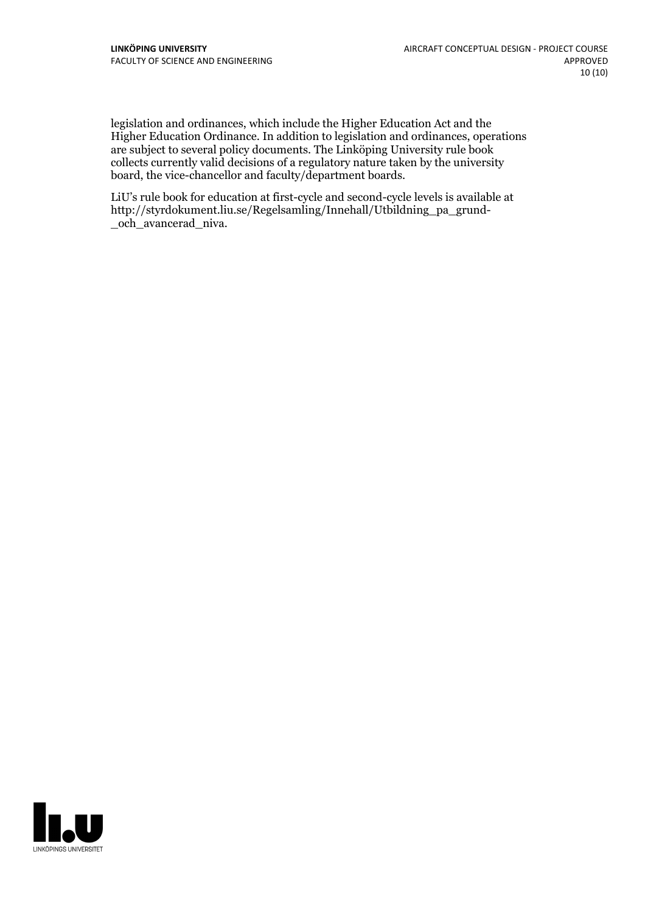legislation and ordinances, which include the Higher Education Act and the Higher Education Ordinance. In addition to legislation and ordinances, operations are subject to several policy documents. The Linköping University rule book collects currently valid decisions of a regulatory nature taken by the university board, the vice-chancellor and faculty/department boards.

LiU's rule book for education at first-cycle and second-cycle levels is available at http://styrdokument.liu.se/Regelsamling/Innehall/Utbildning_pa_grund-_och_avancerad_niva.